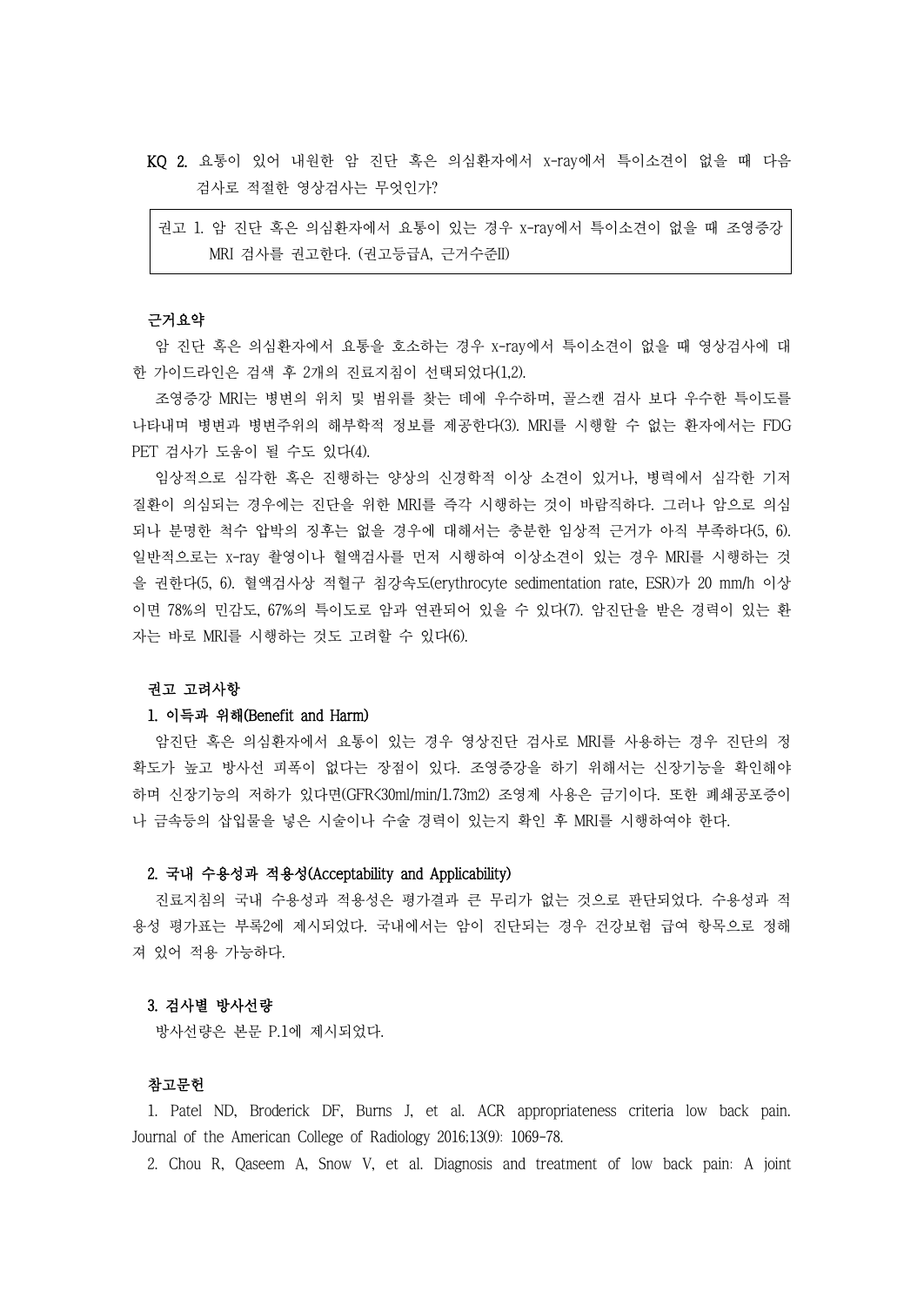**KQ 2.** 요통이 있어 내원한 암 진단 혹은 의심환자에서 x-ray에서 특이소견이 없을 때 다음 검사로 적절한 영상검사는 무엇인가?

> 권고 1. 암 진단 혹은 의심환자에서 요통이 있는 경우 x-ray에서 특이소견이 없을 때 조영증강 MRI 검사를 권고한다. (권고등급A, 근거수준II)

**근거요약**

암 진단 혹은 의심환자에서 요통을 호소하는 경우 x-ray에서 특이소견이 없을 때 영상검사에 대한 가이드라인은 검색 후 2개의 진료지침이 선택되었다(1,2).

조영증강 MRI는 병변의 위치 및 범위를 찾는 데에 우수하며, 골스캔 검사 보다 우수한 특이도를 나타내며 병변과 병변주위의 해부학적 정보를 제공한다(3). MRI를 시행할 수 없는 환자에서는 FDG PET 검사가 도움이 될 수도 있다(4).

임상적으로 심각한 혹은 진행하는 양상의 신경학적 이상 소견이 있거나, 병력에서 심각한 기저 질환이 의심되는 경우에는 진단을 위한 MRI를 즉각 시행하는 것이 바람직하다. 그러나 암으로 의심되나 분명한 척수 압박의 징후는 없을 경우에 대해서는 충분한 임상적 근거가 아직 부족하다(5, 6). 일반적으로는 x-ray 촬영이나 혈액검사를 먼저 시행하여 이상소견이 있는 경우 MRI를 시행하는 것을 권한다(5, 6). 혈액검사상 적혈구 침강속도(erythrocyte sedimentation rate, ESR)가 20 mm/h 이상이면 78%의 민감도, 67%의 특이도로 암과 연관되어 있을 수 있다(7). 암진단을 받은 경력이 있는 환자는 바로 MRI를 시행하는 것도 고려할 수 있다(6).

**권고 고려사항**

**1. 이득과 위해(Benefit and Harm)**

암진단 혹은 의심환자에서 요통이 있는 경우 영상진단 검사로 MRI를 사용하는 경우 진단의 정확도가 높고 방사선 피폭이 없다는 장점이 있다. 조영증강을 하기 위해서는 신장기능을 확인해야 하며 신장기능의 저하가 있다면(GFR<30ml/min/1.73m2) 조영제 사용은 금기이다. 또한 폐쇄공포증이나 금속등의 삽입물을 넣은 시술이나 수술 경력이 있는지 확인 후 MRI를 시행하여야 한다.

**2. 국내 수용성과 적용성(Acceptability and Applicability)**

진료지침의 국내 수용성과 적용성은 평가결과 큰 무리가 없는 것으로 판단되었다. 수용성과 적용성 평가표는 부록2에 제시되었다. 국내에서는 암이 진단되는 경우 건강보험 급여 항목으로 정해져 있어 적용 가능하다.

**3. 검사별 방사선량**

방사선량은 본문 P.1에 제시되었다.

**참고문헌**

1. Patel ND, Broderick DF, Burns J, et al. ACR appropriateness criteria low back pain. Journal of the American College of Radiology 2016;13(9): 1069-78.
2. Chou R, Qaseem A, Snow V, et al. Diagnosis and treatment of low back pain: A joint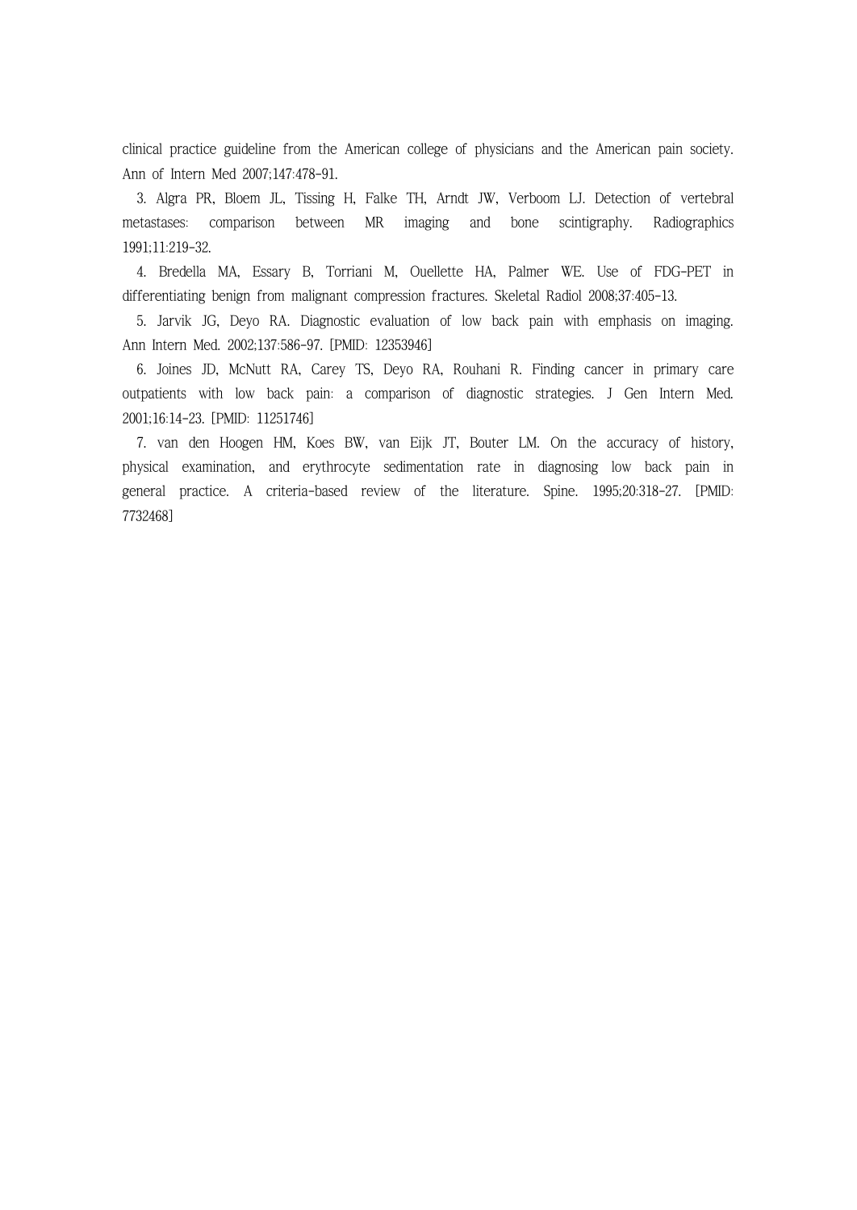clinical practice guideline from the American college of physicians and the American pain society. Ann of Intern Med 2007;147:478-91.

3. Algra PR, Bloem JL, Tissing H, Falke TH, Arndt JW, Verboom LJ. Detection of vertebral metastases: comparison between MR imaging and bone scintigraphy. Radiographics 1991;11:219-32.

4. Bredella MA, Essary B, Torriani M, Ouellette HA, Palmer WE. Use of FDG-PET in differentiating benign from malignant compression fractures. Skeletal Radiol 2008;37:405-13.

5. Jarvik JG, Deyo RA. Diagnostic evaluation of low back pain with emphasis on imaging. Ann Intern Med. 2002;137:586-97. [PMID: 12353946]

6. Joines JD, McNutt RA, Carey TS, Deyo RA, Rouhani R. Finding cancer in primary care outpatients with low back pain: a comparison of diagnostic strategies. J Gen Intern Med. 2001;16:14-23. [PMID: 11251746]

7. van den Hoogen HM, Koes BW, van Eijk JT, Bouter LM. On the accuracy of history, physical examination, and erythrocyte sedimentation rate in diagnosing low back pain in general practice. A criteria-based review of the literature. Spine. 1995;20:318-27. [PMID: 7732468]